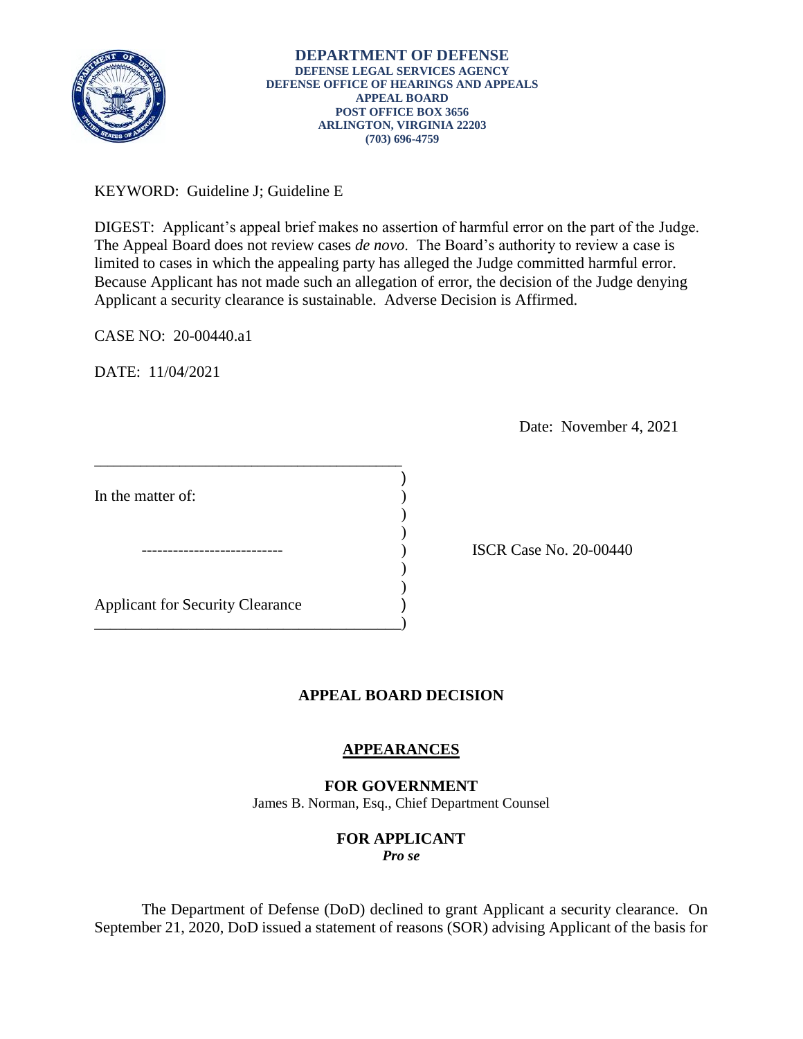**DEPARTMENT OF DEFENSE**
**DEFENSE LEGAL SERVICES AGENCY**
**DEFENSE OFFICE OF HEARINGS AND APPEALS**
**APPEAL BOARD**
**POST OFFICE BOX 3656**
**ARLINGTON, VIRGINIA 22203**
**(703) 696-4759**

KEYWORD: Guideline J; Guideline E

DIGEST: Applicant's appeal brief makes no assertion of harmful error on the part of the Judge. The Appeal Board does not review cases *de novo*. The Board's authority to review a case is limited to cases in which the appealing party has alleged the Judge committed harmful error. Because Applicant has not made such an allegation of error, the decision of the Judge denying Applicant a security clearance is sustainable. Adverse Decision is Affirmed.

CASE NO: 20-00440.a1

DATE: 11/04/2021

Date: November 4, 2021

| | | |
|---|---|---|
| In the matter of: | ) | |
| --------------------------- | ) | ISCR Case No. 20-00440 |
| Applicant for Security Clearance | ) | |

## APPEAL BOARD DECISION

### APPEARANCES

**FOR GOVERNMENT**
James B. Norman, Esq., Chief Department Counsel

**FOR APPLICANT**
***Pro se***

The Department of Defense (DoD) declined to grant Applicant a security clearance. On September 21, 2020, DoD issued a statement of reasons (SOR) advising Applicant of the basis for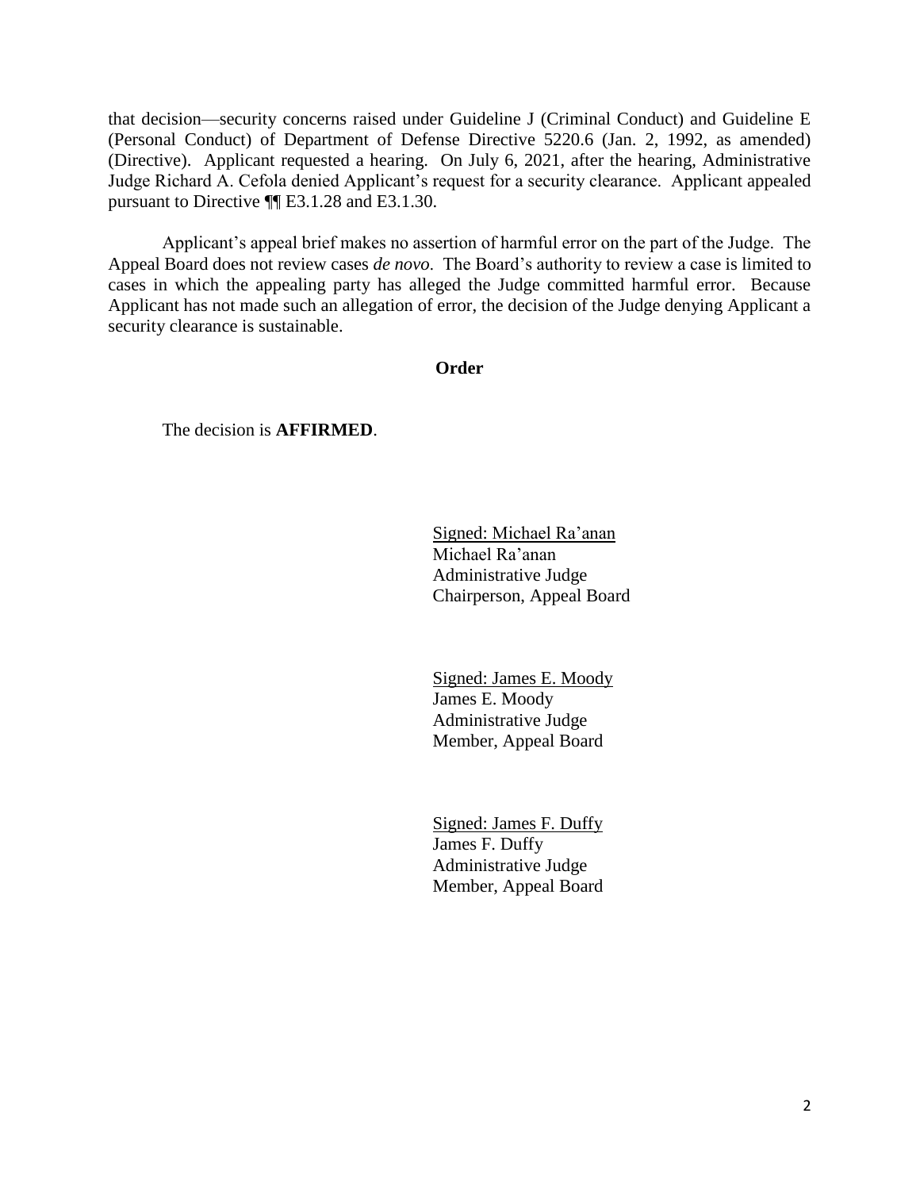that decision—security concerns raised under Guideline J (Criminal Conduct) and Guideline E (Personal Conduct) of Department of Defense Directive 5220.6 (Jan. 2, 1992, as amended) (Directive). Applicant requested a hearing. On July 6, 2021, after the hearing, Administrative Judge Richard A. Cefola denied Applicant's request for a security clearance. Applicant appealed pursuant to Directive ¶¶ E3.1.28 and E3.1.30.

Applicant's appeal brief makes no assertion of harmful error on the part of the Judge. The Appeal Board does not review cases *de novo*. The Board's authority to review a case is limited to cases in which the appealing party has alleged the Judge committed harmful error. Because Applicant has not made such an allegation of error, the decision of the Judge denying Applicant a security clearance is sustainable.

## Order

The decision is **AFFIRMED**.

Signed: Michael Ra'anan
Michael Ra'anan
Administrative Judge
Chairperson, Appeal Board

Signed: James E. Moody
James E. Moody
Administrative Judge
Member, Appeal Board

Signed: James F. Duffy
James F. Duffy
Administrative Judge
Member, Appeal Board